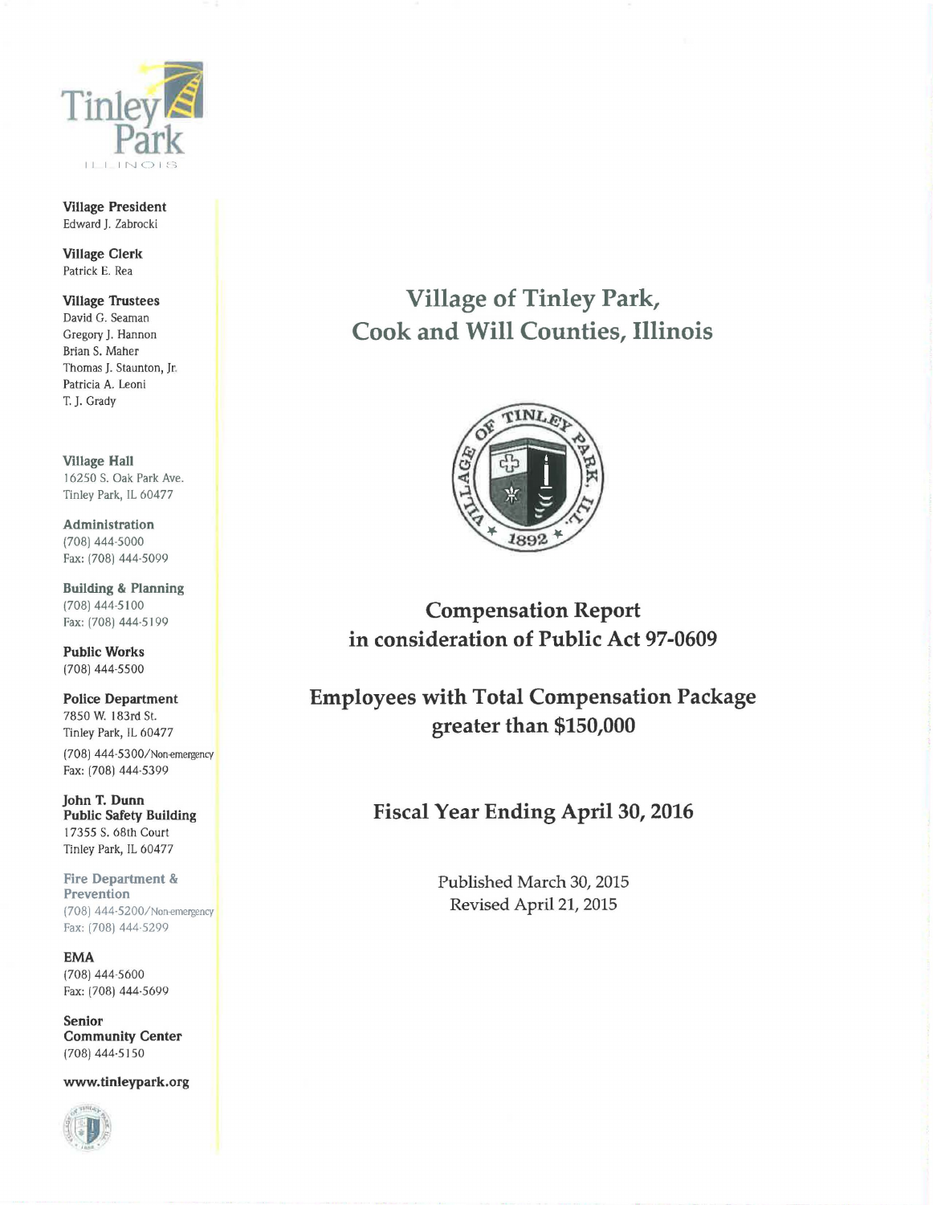Tinley Park
ILLINOIS

**Village President**
Edward J. Zabrocki

**Village Clerk**
Patrick E. Rea

**Village Trustees**
David G. Seaman
Gregory J. Hannon
Brian S. Maher
Thomas J. Staunton, Jr.
Patricia A. Leoni
T. J. Grady

**Village Hall**
16250 S. Oak Park Ave.
Tinley Park, IL 60477

**Administration**
(708) 444-5000
Fax: (708) 444-5099

**Building & Planning**
(708) 444-5100
Fax: (708) 444-5199

**Public Works**
(708) 444-5500

**Police Department**
7850 W. 183rd St.
Tinley Park, IL 60477
(708) 444-5300/Non-emergency
Fax: (708) 444-5399

**John T. Dunn Public Safety Building**
17355 S. 68th Court
Tinley Park, IL 60477

**Fire Department & Prevention**
(708) 444-5200/Non-emergency
Fax: (708) 444-5299

**EMA**
(708) 444-5600
Fax: (708) 444-5699

**Senior Community Center**
(708) 444-5150

**www.tinleypark.org**

# Village of Tinley Park, Cook and Will Counties, Illinois

VILLAGE OF TINLEY PARK, ILL. 1892

## Compensation Report in consideration of Public Act 97-0609

## Employees with Total Compensation Package greater than $150,000

## Fiscal Year Ending April 30, 2016

Published March 30, 2015
Revised April 21, 2015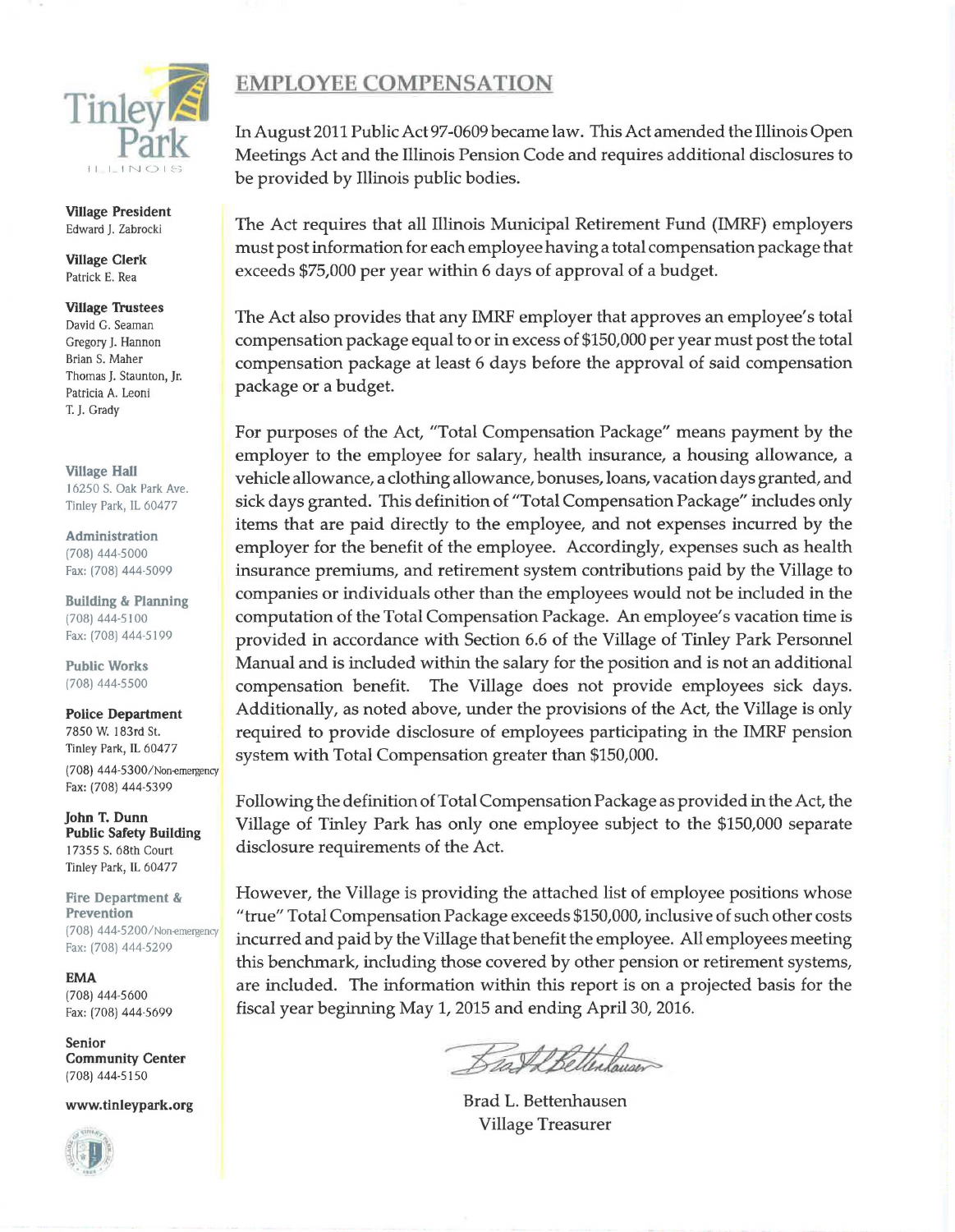Tinley Park

ILLINOIS

**Village President**
Edward J. Zabrocki

**Village Clerk**
Patrick E. Rea

**Village Trustees**
David G. Seaman
Gregory J. Hannon
Brian S. Maher
Thomas J. Staunton, Jr.
Patricia A. Leoni
T. J. Grady

**Village Hall**
16250 S. Oak Park Ave.
Tinley Park, IL 60477

**Administration**
(708) 444-5000
Fax: (708) 444-5099

**Building & Planning**
(708) 444-5100
Fax: (708) 444-5199

**Public Works**
(708) 444-5500

**Police Department**
7850 W. 183rd St.
Tinley Park, IL 60477
(708) 444-5300/Non-emergency
Fax: (708) 444-5399

**John T. Dunn Public Safety Building**
17355 S. 68th Court
Tinley Park, IL 60477

**Fire Department & Prevention**
(708) 444-5200/Non-emergency
Fax: (708) 444-5299

**EMA**
(708) 444-5600
Fax: (708) 444-5699

**Senior Community Center**
(708) 444-5150

**www.tinleypark.org**

# EMPLOYEE COMPENSATION

In August 2011 Public Act 97-0609 became law. This Act amended the Illinois Open Meetings Act and the Illinois Pension Code and requires additional disclosures to be provided by Illinois public bodies.

The Act requires that all Illinois Municipal Retirement Fund (IMRF) employers must post information for each employee having a total compensation package that exceeds $75,000 per year within 6 days of approval of a budget.

The Act also provides that any IMRF employer that approves an employee's total compensation package equal to or in excess of $150,000 per year must post the total compensation package at least 6 days before the approval of said compensation package or a budget.

For purposes of the Act, "Total Compensation Package" means payment by the employer to the employee for salary, health insurance, a housing allowance, a vehicle allowance, a clothing allowance, bonuses, loans, vacation days granted, and sick days granted. This definition of "Total Compensation Package" includes only items that are paid directly to the employee, and not expenses incurred by the employer for the benefit of the employee. Accordingly, expenses such as health insurance premiums, and retirement system contributions paid by the Village to companies or individuals other than the employees would not be included in the computation of the Total Compensation Package. An employee's vacation time is provided in accordance with Section 6.6 of the Village of Tinley Park Personnel Manual and is included within the salary for the position and is not an additional compensation benefit. The Village does not provide employees sick days. Additionally, as noted above, under the provisions of the Act, the Village is only required to provide disclosure of employees participating in the IMRF pension system with Total Compensation greater than $150,000.

Following the definition of Total Compensation Package as provided in the Act, the Village of Tinley Park has only one employee subject to the $150,000 separate disclosure requirements of the Act.

However, the Village is providing the attached list of employee positions whose "true" Total Compensation Package exceeds $150,000, inclusive of such other costs incurred and paid by the Village that benefit the employee. All employees meeting this benchmark, including those covered by other pension or retirement systems, are included. The information within this report is on a projected basis for the fiscal year beginning May 1, 2015 and ending April 30, 2016.

Brad L. Bettenhausen
Village Treasurer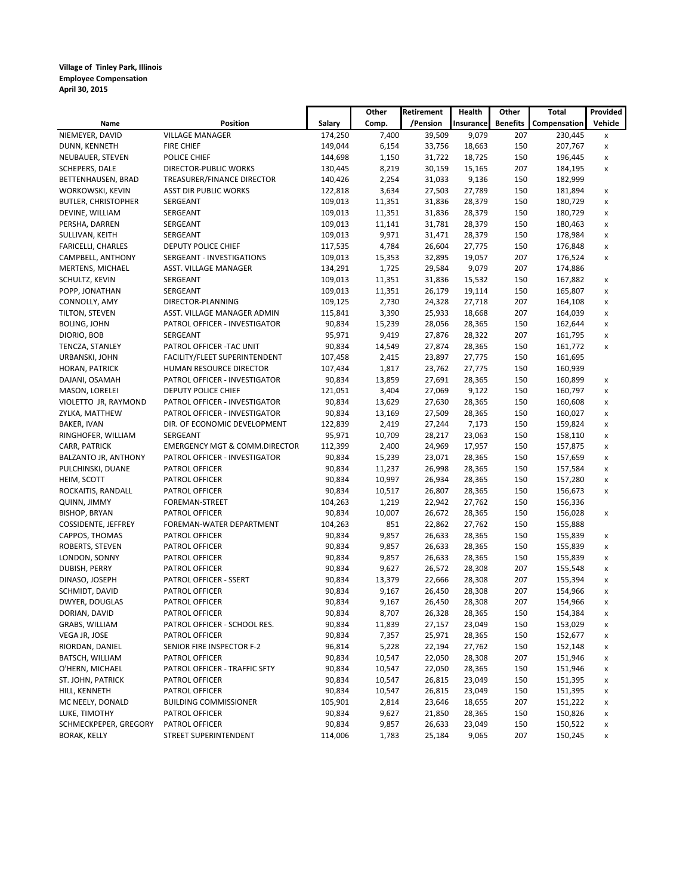**Village of Tinley Park, Illinois**
**Employee Compensation**
**April 30, 2015**

| Name | Position | Salary | Other Comp. | Retirement /Pension | Health Insurance | Other Benefits | Total Compensation | Provided Vehicle |
|---|---|---|---|---|---|---|---|---|
| NIEMEYER, DAVID | VILLAGE MANAGER | 174,250 | 7,400 | 39,509 | 9,079 | 207 | 230,445 | x |
| DUNN, KENNETH | FIRE CHIEF | 149,044 | 6,154 | 33,756 | 18,663 | 150 | 207,767 | x |
| NEUBAUER, STEVEN | POLICE CHIEF | 144,698 | 1,150 | 31,722 | 18,725 | 150 | 196,445 | x |
| SCHEPERS, DALE | DIRECTOR-PUBLIC WORKS | 130,445 | 8,219 | 30,159 | 15,165 | 207 | 184,195 | x |
| BETTENHAUSEN, BRAD | TREASURER/FINANCE DIRECTOR | 140,426 | 2,254 | 31,033 | 9,136 | 150 | 182,999 | |
| WORKOWSKI, KEVIN | ASST DIR PUBLIC WORKS | 122,818 | 3,634 | 27,503 | 27,789 | 150 | 181,894 | x |
| BUTLER, CHRISTOPHER | SERGEANT | 109,013 | 11,351 | 31,836 | 28,379 | 150 | 180,729 | x |
| DEVINE, WILLIAM | SERGEANT | 109,013 | 11,351 | 31,836 | 28,379 | 150 | 180,729 | x |
| PERSHA, DARREN | SERGEANT | 109,013 | 11,141 | 31,781 | 28,379 | 150 | 180,463 | x |
| SULLIVAN, KEITH | SERGEANT | 109,013 | 9,971 | 31,471 | 28,379 | 150 | 178,984 | x |
| FARICELLI, CHARLES | DEPUTY POLICE CHIEF | 117,535 | 4,784 | 26,604 | 27,775 | 150 | 176,848 | x |
| CAMPBELL, ANTHONY | SERGEANT - INVESTIGATIONS | 109,013 | 15,353 | 32,895 | 19,057 | 207 | 176,524 | x |
| MERTENS, MICHAEL | ASST. VILLAGE MANAGER | 134,291 | 1,725 | 29,584 | 9,079 | 207 | 174,886 | |
| SCHULTZ, KEVIN | SERGEANT | 109,013 | 11,351 | 31,836 | 15,532 | 150 | 167,882 | x |
| POPP, JONATHAN | SERGEANT | 109,013 | 11,351 | 26,179 | 19,114 | 150 | 165,807 | x |
| CONNOLLY, AMY | DIRECTOR-PLANNING | 109,125 | 2,730 | 24,328 | 27,718 | 207 | 164,108 | x |
| TILTON, STEVEN | ASST. VILLAGE MANAGER ADMIN | 115,841 | 3,390 | 25,933 | 18,668 | 207 | 164,039 | x |
| BOLING, JOHN | PATROL OFFICER - INVESTIGATOR | 90,834 | 15,239 | 28,056 | 28,365 | 150 | 162,644 | x |
| DIORIO, BOB | SERGEANT | 95,971 | 9,419 | 27,876 | 28,322 | 207 | 161,795 | x |
| TENCZA, STANLEY | PATROL OFFICER -TAC UNIT | 90,834 | 14,549 | 27,874 | 28,365 | 150 | 161,772 | x |
| URBANSKI, JOHN | FACILITY/FLEET SUPERINTENDENT | 107,458 | 2,415 | 23,897 | 27,775 | 150 | 161,695 | |
| HORAN, PATRICK | HUMAN RESOURCE DIRECTOR | 107,434 | 1,817 | 23,762 | 27,775 | 150 | 160,939 | |
| DAJANI, OSAMAH | PATROL OFFICER - INVESTIGATOR | 90,834 | 13,859 | 27,691 | 28,365 | 150 | 160,899 | x |
| MASON, LORELEI | DEPUTY POLICE CHIEF | 121,051 | 3,404 | 27,069 | 9,122 | 150 | 160,797 | x |
| VIOLETTO JR, RAYMOND | PATROL OFFICER - INVESTIGATOR | 90,834 | 13,629 | 27,630 | 28,365 | 150 | 160,608 | x |
| ZYLKA, MATTHEW | PATROL OFFICER - INVESTIGATOR | 90,834 | 13,169 | 27,509 | 28,365 | 150 | 160,027 | x |
| BAKER, IVAN | DIR. OF ECONOMIC DEVELOPMENT | 122,839 | 2,419 | 27,244 | 7,173 | 150 | 159,824 | x |
| RINGHOFER, WILLIAM | SERGEANT | 95,971 | 10,709 | 28,217 | 23,063 | 150 | 158,110 | x |
| CARR, PATRICK | EMERGENCY MGT & COMM.DIRECTOR | 112,399 | 2,400 | 24,969 | 17,957 | 150 | 157,875 | x |
| BALZANTO JR, ANTHONY | PATROL OFFICER - INVESTIGATOR | 90,834 | 15,239 | 23,071 | 28,365 | 150 | 157,659 | x |
| PULCHINSKI, DUANE | PATROL OFFICER | 90,834 | 11,237 | 26,998 | 28,365 | 150 | 157,584 | x |
| HEIM, SCOTT | PATROL OFFICER | 90,834 | 10,997 | 26,934 | 28,365 | 150 | 157,280 | x |
| ROCKAITIS, RANDALL | PATROL OFFICER | 90,834 | 10,517 | 26,807 | 28,365 | 150 | 156,673 | x |
| QUINN, JIMMY | FOREMAN-STREET | 104,263 | 1,219 | 22,942 | 27,762 | 150 | 156,336 | |
| BISHOP, BRYAN | PATROL OFFICER | 90,834 | 10,007 | 26,672 | 28,365 | 150 | 156,028 | x |
| COSSIDENTE, JEFFREY | FOREMAN-WATER DEPARTMENT | 104,263 | 851 | 22,862 | 27,762 | 150 | 155,888 | |
| CAPPOS, THOMAS | PATROL OFFICER | 90,834 | 9,857 | 26,633 | 28,365 | 150 | 155,839 | x |
| ROBERTS, STEVEN | PATROL OFFICER | 90,834 | 9,857 | 26,633 | 28,365 | 150 | 155,839 | x |
| LONDON, SONNY | PATROL OFFICER | 90,834 | 9,857 | 26,633 | 28,365 | 150 | 155,839 | x |
| DUBISH, PERRY | PATROL OFFICER | 90,834 | 9,627 | 26,572 | 28,308 | 207 | 155,548 | x |
| DINASO, JOSEPH | PATROL OFFICER - SSERT | 90,834 | 13,379 | 22,666 | 28,308 | 207 | 155,394 | x |
| SCHMIDT, DAVID | PATROL OFFICER | 90,834 | 9,167 | 26,450 | 28,308 | 207 | 154,966 | x |
| DWYER, DOUGLAS | PATROL OFFICER | 90,834 | 9,167 | 26,450 | 28,308 | 207 | 154,966 | x |
| DORIAN, DAVID | PATROL OFFICER | 90,834 | 8,707 | 26,328 | 28,365 | 150 | 154,384 | x |
| GRABS, WILLIAM | PATROL OFFICER - SCHOOL RES. | 90,834 | 11,839 | 27,157 | 23,049 | 150 | 153,029 | x |
| VEGA JR, JOSE | PATROL OFFICER | 90,834 | 7,357 | 25,971 | 28,365 | 150 | 152,677 | x |
| RIORDAN, DANIEL | SENIOR FIRE INSPECTOR F-2 | 96,814 | 5,228 | 22,194 | 27,762 | 150 | 152,148 | x |
| BATSCH, WILLIAM | PATROL OFFICER | 90,834 | 10,547 | 22,050 | 28,308 | 207 | 151,946 | x |
| O'HERN, MICHAEL | PATROL OFFICER - TRAFFIC SFTY | 90,834 | 10,547 | 22,050 | 28,365 | 150 | 151,946 | x |
| ST. JOHN, PATRICK | PATROL OFFICER | 90,834 | 10,547 | 26,815 | 23,049 | 150 | 151,395 | x |
| HILL, KENNETH | PATROL OFFICER | 90,834 | 10,547 | 26,815 | 23,049 | 150 | 151,395 | x |
| MC NEELY, DONALD | BUILDING COMMISSIONER | 105,901 | 2,814 | 23,646 | 18,655 | 207 | 151,222 | x |
| LUKE, TIMOTHY | PATROL OFFICER | 90,834 | 9,627 | 21,850 | 28,365 | 150 | 150,826 | x |
| SCHMECKPEPER, GREGORY | PATROL OFFICER | 90,834 | 9,857 | 26,633 | 23,049 | 150 | 150,522 | x |
| BORAK, KELLY | STREET SUPERINTENDENT | 114,006 | 1,783 | 25,184 | 9,065 | 207 | 150,245 | x |